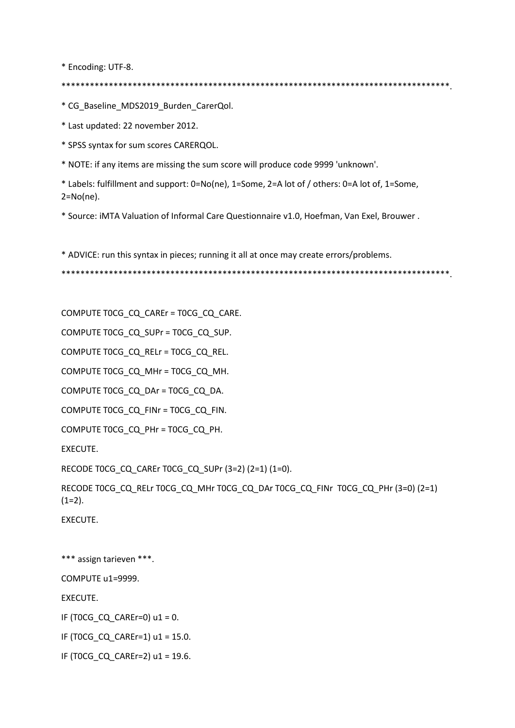```
* Encoding: UTF-8.
***********************************************************************************.
* CG_Baseline_MDS2019_Burden_CarerQol.
* Last updated: 22 november 2012.
* SPSS syntax for sum scores CARERQOL.
* NOTE: if any items are missing the sum score will produce code 9999 'unknown'.
* Labels: fulfillment and support: 0=No(ne), 1=Some, 2=A lot of / others: 0=A lot of, 1=Some,
2=No(ne).
* Source: iMTA Valuation of Informal Care Questionnaire v1.0, Hoefman, Van Exel, Brouwer .

* ADVICE: run this syntax in pieces; running it all at once may create errors/problems.
***********************************************************************************.

COMPUTE T0CG_CQ_CAREr = T0CG_CQ_CARE.
COMPUTE T0CG_CQ_SUPr = T0CG_CQ_SUP.
COMPUTE T0CG_CQ_RELr = T0CG_CQ_REL.
COMPUTE T0CG_CQ_MHr = T0CG_CQ_MH.
COMPUTE T0CG_CQ_DAr = T0CG_CQ_DA.
COMPUTE T0CG_CQ_FINr = T0CG_CQ_FIN.
COMPUTE T0CG_CQ_PHr = T0CG_CQ_PH.
EXECUTE.
RECODE T0CG_CQ_CAREr T0CG_CQ_SUPr (3=2) (2=1) (1=0).
RECODE T0CG_CQ_RELr T0CG_CQ_MHr T0CG_CQ_DAr T0CG_CQ_FINr  T0CG_CQ_PHr (3=0) (2=1)
(1=2).
EXECUTE.

*** assign tarieven ***.
COMPUTE u1=9999.
EXECUTE.
IF (T0CG_CQ_CAREr=0) u1 = 0.
IF (T0CG_CQ_CAREr=1) u1 = 15.0.
IF (T0CG_CQ_CAREr=2) u1 = 19.6.
```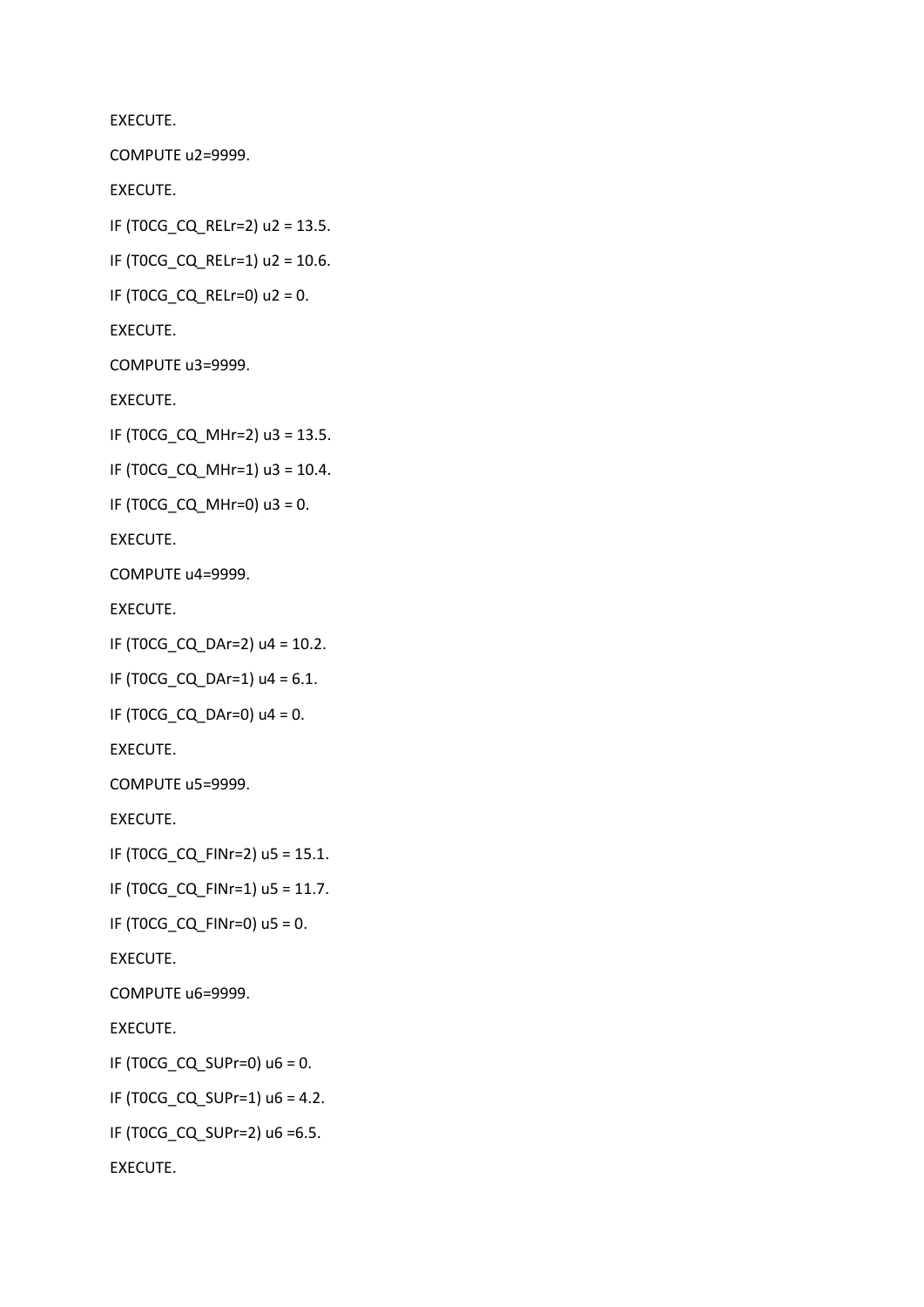```
EXECUTE.

COMPUTE u2=9999.

EXECUTE.

IF (T0CG_CQ_RELr=2) u2 = 13.5.

IF (T0CG_CQ_RELr=1) u2 = 10.6.

IF (T0CG_CQ_RELr=0) u2 = 0.

EXECUTE.

COMPUTE u3=9999.

EXECUTE.

IF (T0CG_CQ_MHr=2) u3 = 13.5.

IF (T0CG_CQ_MHr=1) u3 = 10.4.

IF (T0CG_CQ_MHr=0) u3 = 0.

EXECUTE.

COMPUTE u4=9999.

EXECUTE.

IF (T0CG_CQ_DAr=2) u4 = 10.2.

IF (T0CG_CQ_DAr=1) u4 = 6.1.

IF (T0CG_CQ_DAr=0) u4 = 0.

EXECUTE.

COMPUTE u5=9999.

EXECUTE.

IF (T0CG_CQ_FINr=2) u5 = 15.1.

IF (T0CG_CQ_FINr=1) u5 = 11.7.

IF (T0CG_CQ_FINr=0) u5 = 0.

EXECUTE.

COMPUTE u6=9999.

EXECUTE.

IF (T0CG_CQ_SUPr=0) u6 = 0.

IF (T0CG_CQ_SUPr=1) u6 = 4.2.

IF (T0CG_CQ_SUPr=2) u6 =6.5.

EXECUTE.
```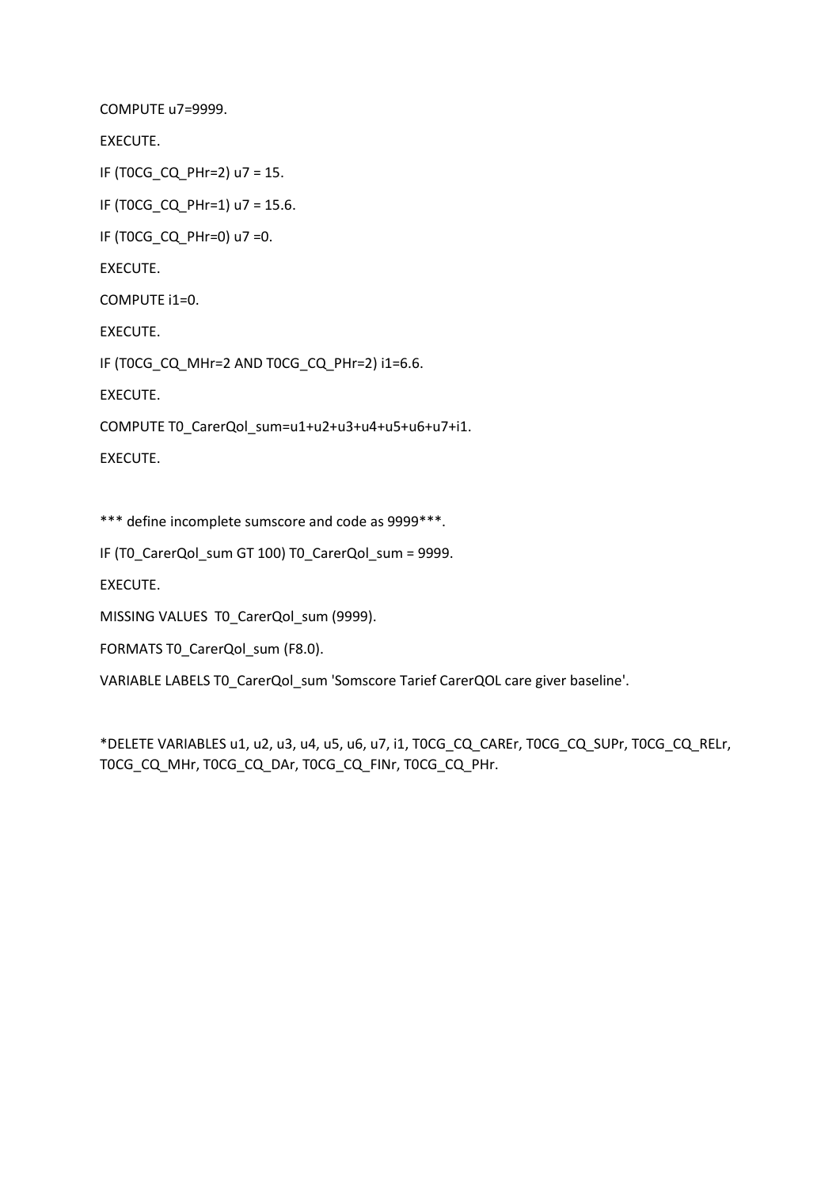```
COMPUTE u7=9999.

EXECUTE.

IF (T0CG_CQ_PHr=2) u7 = 15.

IF (T0CG_CQ_PHr=1) u7 = 15.6.

IF (T0CG_CQ_PHr=0) u7 =0.

EXECUTE.

COMPUTE i1=0.

EXECUTE.

IF (T0CG_CQ_MHr=2 AND T0CG_CQ_PHr=2) i1=6.6.

EXECUTE.

COMPUTE T0_CarerQol_sum=u1+u2+u3+u4+u5+u6+u7+i1.

EXECUTE.


*** define incomplete sumscore and code as 9999***.

IF (T0_CarerQol_sum GT 100) T0_CarerQol_sum = 9999.

EXECUTE.

MISSING VALUES  T0_CarerQol_sum (9999).

FORMATS T0_CarerQol_sum (F8.0).

VARIABLE LABELS T0_CarerQol_sum 'Somscore Tarief CarerQOL care giver baseline'.


*DELETE VARIABLES u1, u2, u3, u4, u5, u6, u7, i1, T0CG_CQ_CAREr, T0CG_CQ_SUPr, T0CG_CQ_RELr,
T0CG_CQ_MHr, T0CG_CQ_DAr, T0CG_CQ_FINr, T0CG_CQ_PHr.
```